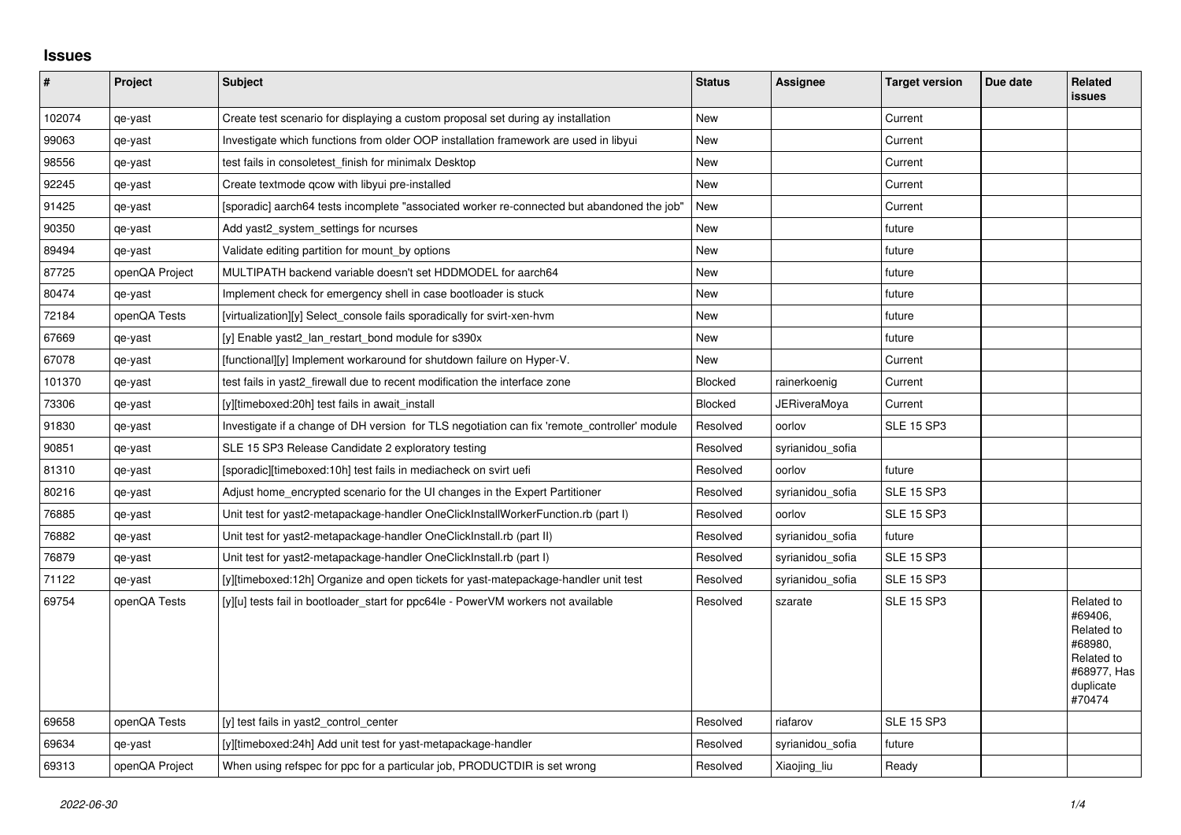# Issues

| # | Project | Subject | Status | Assignee | Target version | Due date | Related issues |
|---|---|---|---|---|---|---|---|
| 102074 | qe-yast | Create test scenario for displaying a custom proposal set during ay installation | New | | Current | | |
| 99063 | qe-yast | Investigate which functions from older OOP installation framework are used in libyui | New | | Current | | |
| 98556 | qe-yast | test fails in consoletest_finish for minimalx Desktop | New | | Current | | |
| 92245 | qe-yast | Create textmode qcow with libyui pre-installed | New | | Current | | |
| 91425 | qe-yast | [sporadic] aarch64 tests incomplete "associated worker re-connected but abandoned the job" | New | | Current | | |
| 90350 | qe-yast | Add yast2_system_settings for ncurses | New | | future | | |
| 89494 | qe-yast | Validate editing partition for mount_by options | New | | future | | |
| 87725 | openQA Project | MULTIPATH backend variable doesn't set HDDMODEL for aarch64 | New | | future | | |
| 80474 | qe-yast | Implement check for emergency shell in case bootloader is stuck | New | | future | | |
| 72184 | openQA Tests | [virtualization][y] Select_console fails sporadically for svirt-xen-hvm | New | | future | | |
| 67669 | qe-yast | [y] Enable yast2_lan_restart_bond module for s390x | New | | future | | |
| 67078 | qe-yast | [functional][y] Implement workaround for shutdown failure on Hyper-V. | New | | Current | | |
| 101370 | qe-yast | test fails in yast2_firewall due to recent modification the interface zone | Blocked | rainerkoenig | Current | | |
| 73306 | qe-yast | [y][timeboxed:20h] test fails in await_install | Blocked | JERiveraMoya | Current | | |
| 91830 | qe-yast | Investigate if a change of DH version for TLS negotiation can fix 'remote_controller' module | Resolved | oorlov | SLE 15 SP3 | | |
| 90851 | qe-yast | SLE 15 SP3 Release Candidate 2 exploratory testing | Resolved | syrianidou_sofia | | | |
| 81310 | qe-yast | [sporadic][timeboxed:10h] test fails in mediacheck on svirt uefi | Resolved | oorlov | future | | |
| 80216 | qe-yast | Adjust home_encrypted scenario for the UI changes in the Expert Partitioner | Resolved | syrianidou_sofia | SLE 15 SP3 | | |
| 76885 | qe-yast | Unit test for yast2-metapackage-handler OneClickInstallWorkerFunction.rb (part I) | Resolved | oorlov | SLE 15 SP3 | | |
| 76882 | qe-yast | Unit test for yast2-metapackage-handler OneClickInstall.rb (part II) | Resolved | syrianidou_sofia | future | | |
| 76879 | qe-yast | Unit test for yast2-metapackage-handler OneClickInstall.rb (part I) | Resolved | syrianidou_sofia | SLE 15 SP3 | | |
| 71122 | qe-yast | [y][timeboxed:12h] Organize and open tickets for yast-matepackage-handler unit test | Resolved | syrianidou_sofia | SLE 15 SP3 | | |
| 69754 | openQA Tests | [y][u] tests fail in bootloader_start for ppc64le - PowerVM workers not available | Resolved | szarate | SLE 15 SP3 | | Related to #69406, Related to #68980, Related to #68977, Has duplicate #70474 |
| 69658 | openQA Tests | [y] test fails in yast2_control_center | Resolved | riafarov | SLE 15 SP3 | | |
| 69634 | qe-yast | [y][timeboxed:24h] Add unit test for yast-metapackage-handler | Resolved | syrianidou_sofia | future | | |
| 69313 | openQA Project | When using refspec for ppc for a particular job, PRODUCTDIR is set wrong | Resolved | Xiaojing_liu | Ready | | |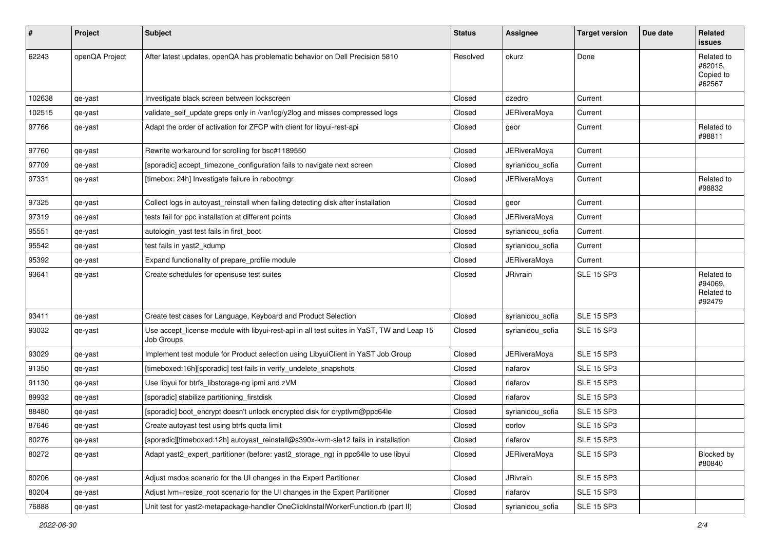| # | Project | Subject | Status | Assignee | Target version | Due date | Related issues |
|---|---|---|---|---|---|---|---|
| 62243 | openQA Project | After latest updates, openQA has problematic behavior on Dell Precision 5810 | Resolved | okurz | Done | | Related to #62015, Copied to #62567 |
| 102638 | qe-yast | Investigate black screen between lockscreen | Closed | dzedro | Current | | |
| 102515 | qe-yast | validate_self_update greps only in /var/log/y2log and misses compressed logs | Closed | JERiveraMoya | Current | | |
| 97766 | qe-yast | Adapt the order of activation for ZFCP with client for libyui-rest-api | Closed | geor | Current | | Related to #98811 |
| 97760 | qe-yast | Rewrite workaround for scrolling for bsc#1189550 | Closed | JERiveraMoya | Current | | |
| 97709 | qe-yast | [sporadic] accept_timezone_configuration fails to navigate next screen | Closed | syrianidou_sofia | Current | | |
| 97331 | qe-yast | [timebox: 24h] Investigate failure in rebootmgr | Closed | JERiveraMoya | Current | | Related to #98832 |
| 97325 | qe-yast | Collect logs in autoyast_reinstall when failing detecting disk after installation | Closed | geor | Current | | |
| 97319 | qe-yast | tests fail for ppc installation at different points | Closed | JERiveraMoya | Current | | |
| 95551 | qe-yast | autologin_yast test fails in first_boot | Closed | syrianidou_sofia | Current | | |
| 95542 | qe-yast | test fails in yast2_kdump | Closed | syrianidou_sofia | Current | | |
| 95392 | qe-yast | Expand functionality of prepare_profile module | Closed | JERiveraMoya | Current | | |
| 93641 | qe-yast | Create schedules for opensuse test suites | Closed | JRivrain | SLE 15 SP3 | | Related to #94069, Related to #92479 |
| 93411 | qe-yast | Create test cases for Language, Keyboard and Product Selection | Closed | syrianidou_sofia | SLE 15 SP3 | | |
| 93032 | qe-yast | Use accept_license module with libyui-rest-api in all test suites in YaST, TW and Leap 15 Job Groups | Closed | syrianidou_sofia | SLE 15 SP3 | | |
| 93029 | qe-yast | Implement test module for Product selection using LibyuiClient in YaST Job Group | Closed | JERiveraMoya | SLE 15 SP3 | | |
| 91350 | qe-yast | [timeboxed:16h][sporadic] test fails in verify_undelete_snapshots | Closed | riafarov | SLE 15 SP3 | | |
| 91130 | qe-yast | Use libyui for btrfs_libstorage-ng ipmi and zVM | Closed | riafarov | SLE 15 SP3 | | |
| 89932 | qe-yast | [sporadic] stabilize partitioning_firstdisk | Closed | riafarov | SLE 15 SP3 | | |
| 88480 | qe-yast | [sporadic] boot_encrypt doesn't unlock encrypted disk for cryptlvm@ppc64le | Closed | syrianidou_sofia | SLE 15 SP3 | | |
| 87646 | qe-yast | Create autoyast test using btrfs quota limit | Closed | oorlov | SLE 15 SP3 | | |
| 80276 | qe-yast | [sporadic][timeboxed:12h] autoyast_reinstall@s390x-kvm-sle12 fails in installation | Closed | riafarov | SLE 15 SP3 | | |
| 80272 | qe-yast | Adapt yast2_expert_partitioner (before: yast2_storage_ng) in ppc64le to use libyui | Closed | JERiveraMoya | SLE 15 SP3 | | Blocked by #80840 |
| 80206 | qe-yast | Adjust msdos scenario for the UI changes in the Expert Partitioner | Closed | JRivrain | SLE 15 SP3 | | |
| 80204 | qe-yast | Adjust lvm+resize_root scenario for the UI changes in the Expert Partitioner | Closed | riafarov | SLE 15 SP3 | | |
| 76888 | qe-yast | Unit test for yast2-metapackage-handler OneClickInstallWorkerFunction.rb (part II) | Closed | syrianidou_sofia | SLE 15 SP3 | | |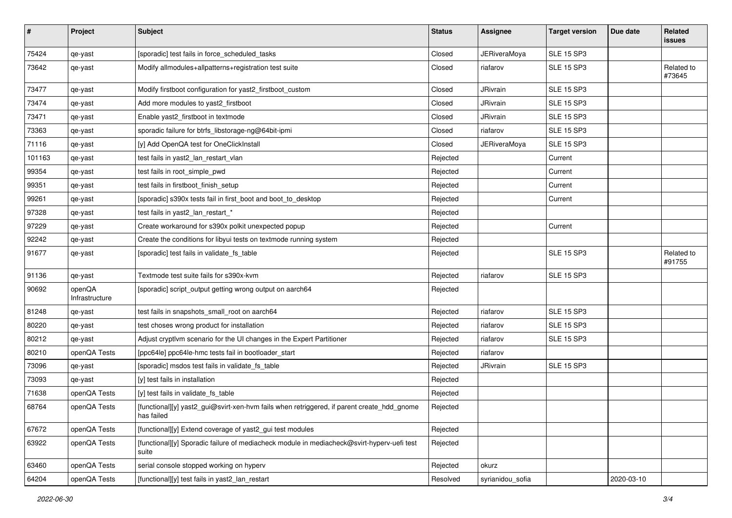| # | Project | Subject | Status | Assignee | Target version | Due date | Related issues |
|---|---|---|---|---|---|---|---|
| 75424 | qe-yast | [sporadic] test fails in force_scheduled_tasks | Closed | JERiveraMoya | SLE 15 SP3 | | |
| 73642 | qe-yast | Modify allmodules+allpatterns+registration test suite | Closed | riafarov | SLE 15 SP3 | | Related to #73645 |
| 73477 | qe-yast | Modify firstboot configuration for yast2_firstboot_custom | Closed | JRivrain | SLE 15 SP3 | | |
| 73474 | qe-yast | Add more modules to yast2_firstboot | Closed | JRivrain | SLE 15 SP3 | | |
| 73471 | qe-yast | Enable yast2_firstboot in textmode | Closed | JRivrain | SLE 15 SP3 | | |
| 73363 | qe-yast | sporadic failure for btrfs_libstorage-ng@64bit-ipmi | Closed | riafarov | SLE 15 SP3 | | |
| 71116 | qe-yast | [y] Add OpenQA test for OneClickInstall | Closed | JERiveraMoya | SLE 15 SP3 | | |
| 101163 | qe-yast | test fails in yast2_lan_restart_vlan | Rejected | | Current | | |
| 99354 | qe-yast | test fails in root_simple_pwd | Rejected | | Current | | |
| 99351 | qe-yast | test fails in firstboot_finish_setup | Rejected | | Current | | |
| 99261 | qe-yast | [sporadic] s390x tests fail in first_boot and boot_to_desktop | Rejected | | Current | | |
| 97328 | qe-yast | test fails in yast2_lan_restart_* | Rejected | | | | |
| 97229 | qe-yast | Create workaround for s390x polkit unexpected popup | Rejected | | Current | | |
| 92242 | qe-yast | Create the conditions for libyui tests on textmode running system | Rejected | | | | |
| 91677 | qe-yast | [sporadic] test fails in validate_fs_table | Rejected | | SLE 15 SP3 | | Related to #91755 |
| 91136 | qe-yast | Textmode test suite fails for s390x-kvm | Rejected | riafarov | SLE 15 SP3 | | |
| 90692 | openQA Infrastructure | [sporadic] script_output getting wrong output on aarch64 | Rejected | | | | |
| 81248 | qe-yast | test fails in snapshots_small_root on aarch64 | Rejected | riafarov | SLE 15 SP3 | | |
| 80220 | qe-yast | test choses wrong product for installation | Rejected | riafarov | SLE 15 SP3 | | |
| 80212 | qe-yast | Adjust cryptlvm scenario for the UI changes in the Expert Partitioner | Rejected | riafarov | SLE 15 SP3 | | |
| 80210 | openQA Tests | [ppc64le] ppc64le-hmc tests fail in bootloader_start | Rejected | riafarov | | | |
| 73096 | qe-yast | [sporadic] msdos test fails in validate_fs_table | Rejected | JRivrain | SLE 15 SP3 | | |
| 73093 | qe-yast | [y] test fails in installation | Rejected | | | | |
| 71638 | openQA Tests | [y] test fails in validate_fs_table | Rejected | | | | |
| 68764 | openQA Tests | [functional][y] yast2_gui@svirt-xen-hvm fails when retriggered, if parent create_hdd_gnome has failed | Rejected | | | | |
| 67672 | openQA Tests | [functional][y] Extend coverage of yast2_gui test modules | Rejected | | | | |
| 63922 | openQA Tests | [functional][y] Sporadic failure of mediacheck module in mediacheck@svirt-hyperv-uefi test suite | Rejected | | | | |
| 63460 | openQA Tests | serial console stopped working on hyperv | Rejected | okurz | | | |
| 64204 | openQA Tests | [functional][y] test fails in yast2_lan_restart | Resolved | syrianidou_sofia | | 2020-03-10 | |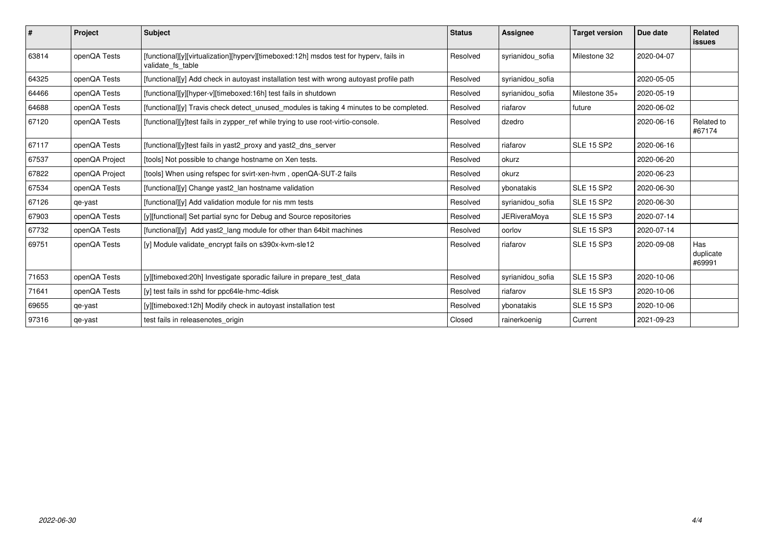| # | Project | Subject | Status | Assignee | Target version | Due date | Related issues |
|---|---|---|---|---|---|---|---|
| 63814 | openQA Tests | [functional][y][virtualization][hyperv][timeboxed:12h] msdos test for hyperv, fails in validate_fs_table | Resolved | syrianidou_sofia | Milestone 32 | 2020-04-07 | |
| 64325 | openQA Tests | [functional][y] Add check in autoyast installation test with wrong autoyast profile path | Resolved | syrianidou_sofia | | 2020-05-05 | |
| 64466 | openQA Tests | [functional][y][hyper-v][timeboxed:16h] test fails in shutdown | Resolved | syrianidou_sofia | Milestone 35+ | 2020-05-19 | |
| 64688 | openQA Tests | [functional][y] Travis check detect_unused_modules is taking 4 minutes to be completed. | Resolved | riafarov | future | 2020-06-02 | |
| 67120 | openQA Tests | [functional][y]test fails in zypper_ref while trying to use root-virtio-console. | Resolved | dzedro | | 2020-06-16 | Related to #67174 |
| 67117 | openQA Tests | [functional][y]test fails in yast2_proxy and yast2_dns_server | Resolved | riafarov | SLE 15 SP2 | 2020-06-16 | |
| 67537 | openQA Project | [tools] Not possible to change hostname on Xen tests. | Resolved | okurz | | 2020-06-20 | |
| 67822 | openQA Project | [tools] When using refspec for svirt-xen-hvm , openQA-SUT-2 fails | Resolved | okurz | | 2020-06-23 | |
| 67534 | openQA Tests | [functional][y] Change yast2_lan hostname validation | Resolved | ybonatakis | SLE 15 SP2 | 2020-06-30 | |
| 67126 | qe-yast | [functional][y] Add validation module for nis mm tests | Resolved | syrianidou_sofia | SLE 15 SP2 | 2020-06-30 | |
| 67903 | openQA Tests | [y][functional] Set partial sync for Debug and Source repositories | Resolved | JERiveraMoya | SLE 15 SP3 | 2020-07-14 | |
| 67732 | openQA Tests | [functional][y] Add yast2_lang module for other than 64bit machines | Resolved | oorlov | SLE 15 SP3 | 2020-07-14 | |
| 69751 | openQA Tests | [y] Module validate_encrypt fails on s390x-kvm-sle12 | Resolved | riafarov | SLE 15 SP3 | 2020-09-08 | Has duplicate #69991 |
| 71653 | openQA Tests | [y][timeboxed:20h] Investigate sporadic failure in prepare_test_data | Resolved | syrianidou_sofia | SLE 15 SP3 | 2020-10-06 | |
| 71641 | openQA Tests | [y] test fails in sshd for ppc64le-hmc-4disk | Resolved | riafarov | SLE 15 SP3 | 2020-10-06 | |
| 69655 | qe-yast | [y][timeboxed:12h] Modify check in autoyast installation test | Resolved | ybonatakis | SLE 15 SP3 | 2020-10-06 | |
| 97316 | qe-yast | test fails in releasenotes_origin | Closed | rainerkoenig | Current | 2021-09-23 | |